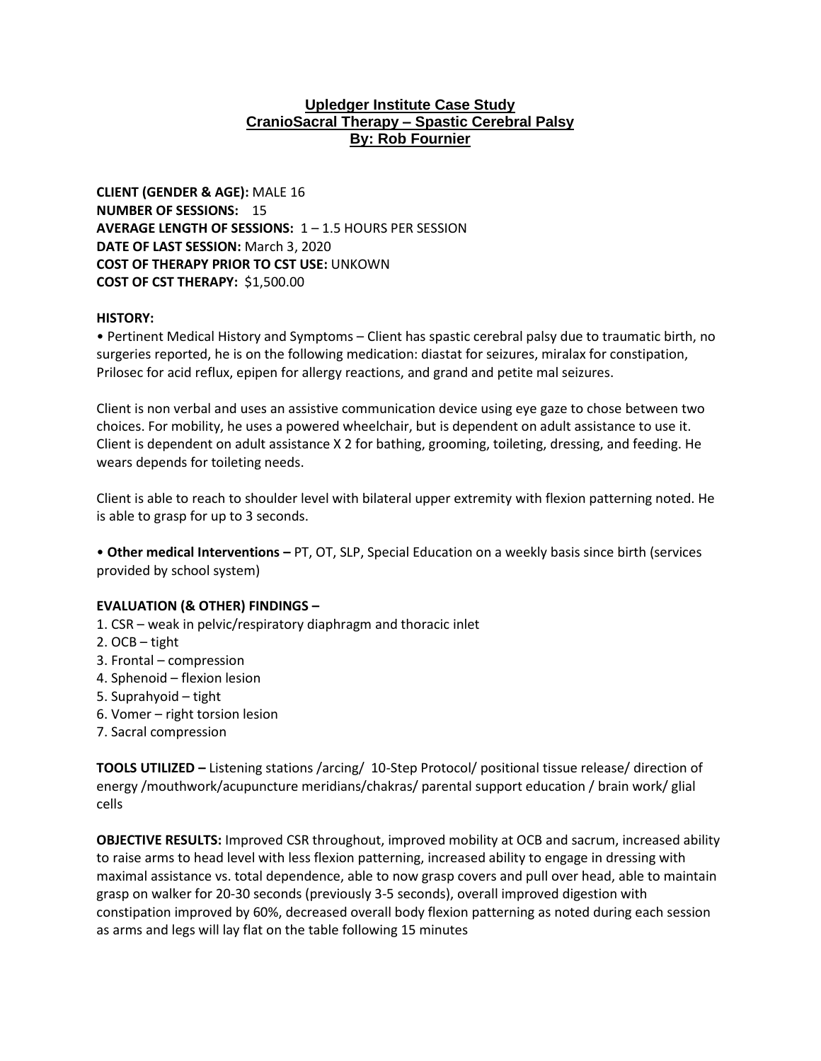# Upledger Institute Case Study
## CranioSacral Therapy – Spastic Cerebral Palsy
### By: Rob Fournier

**CLIENT (GENDER & AGE):** MALE 16
**NUMBER OF SESSIONS:** 15
**AVERAGE LENGTH OF SESSIONS:** 1 – 1.5 HOURS PER SESSION
**DATE OF LAST SESSION:** March 3, 2020
**COST OF THERAPY PRIOR TO CST USE:** UNKOWN
**COST OF CST THERAPY:** $1,500.00

**HISTORY:**

• Pertinent Medical History and Symptoms – Client has spastic cerebral palsy due to traumatic birth, no surgeries reported, he is on the following medication: diastat for seizures, miralax for constipation, Prilosec for acid reflux, epipen for allergy reactions, and grand and petite mal seizures.

Client is non verbal and uses an assistive communication device using eye gaze to chose between two choices. For mobility, he uses a powered wheelchair, but is dependent on adult assistance to use it. Client is dependent on adult assistance X 2 for bathing, grooming, toileting, dressing, and feeding. He wears depends for toileting needs.

Client is able to reach to shoulder level with bilateral upper extremity with flexion patterning noted. He is able to grasp for up to 3 seconds.

• **Other medical Interventions –** PT, OT, SLP, Special Education on a weekly basis since birth (services provided by school system)

**EVALUATION (& OTHER) FINDINGS –**

1. CSR – weak in pelvic/respiratory diaphragm and thoracic inlet
2. OCB – tight
3. Frontal – compression
4. Sphenoid – flexion lesion
5. Suprahyoid – tight
6. Vomer – right torsion lesion
7. Sacral compression

**TOOLS UTILIZED –** Listening stations /arcing/ 10-Step Protocol/ positional tissue release/ direction of energy /mouthwork/acupuncture meridians/chakras/ parental support education / brain work/ glial cells

**OBJECTIVE RESULTS:** Improved CSR throughout, improved mobility at OCB and sacrum, increased ability to raise arms to head level with less flexion patterning, increased ability to engage in dressing with maximal assistance vs. total dependence, able to now grasp covers and pull over head, able to maintain grasp on walker for 20-30 seconds (previously 3-5 seconds), overall improved digestion with constipation improved by 60%, decreased overall body flexion patterning as noted during each session as arms and legs will lay flat on the table following 15 minutes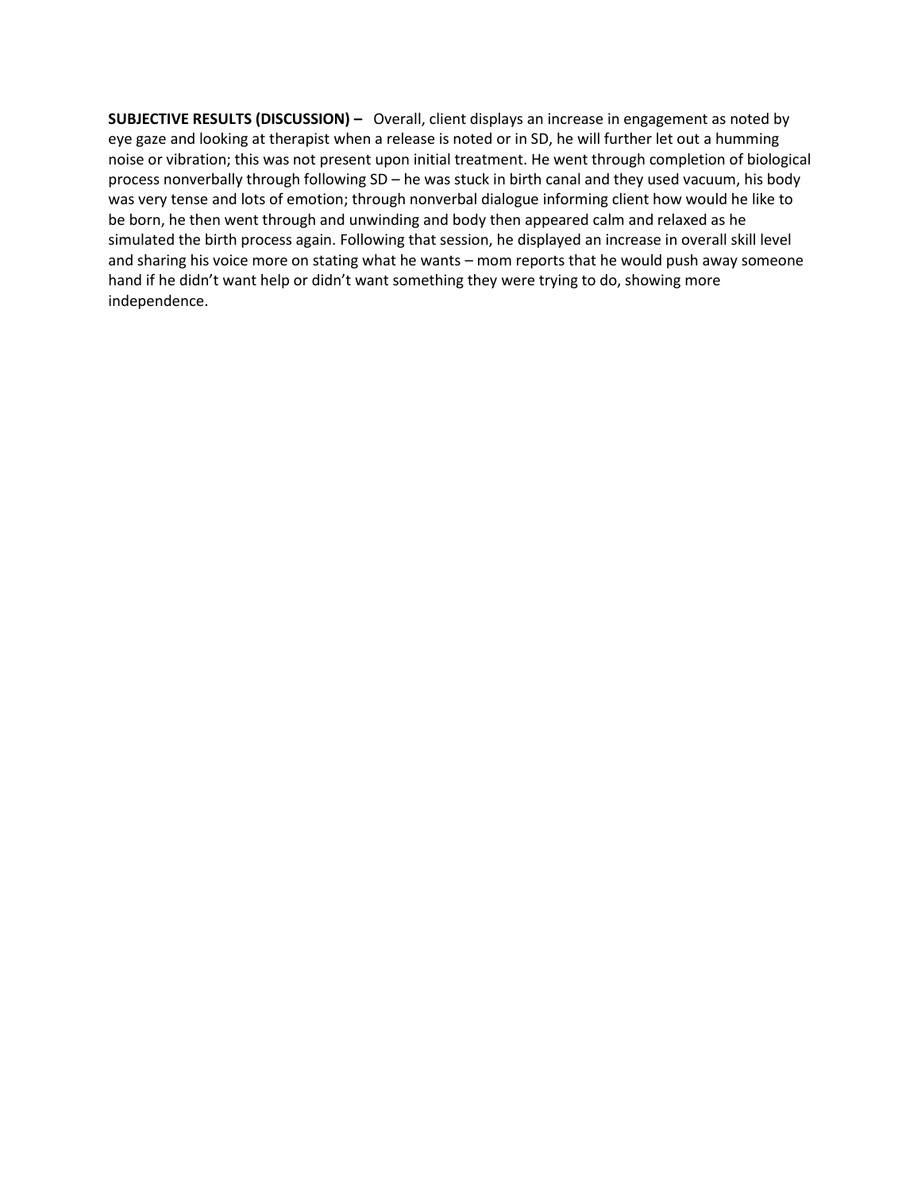**SUBJECTIVE RESULTS (DISCUSSION) –** Overall, client displays an increase in engagement as noted by eye gaze and looking at therapist when a release is noted or in SD, he will further let out a humming noise or vibration; this was not present upon initial treatment. He went through completion of biological process nonverbally through following SD – he was stuck in birth canal and they used vacuum, his body was very tense and lots of emotion; through nonverbal dialogue informing client how would he like to be born, he then went through and unwinding and body then appeared calm and relaxed as he simulated the birth process again. Following that session, he displayed an increase in overall skill level and sharing his voice more on stating what he wants – mom reports that he would push away someone hand if he didn't want help or didn't want something they were trying to do, showing more independence.